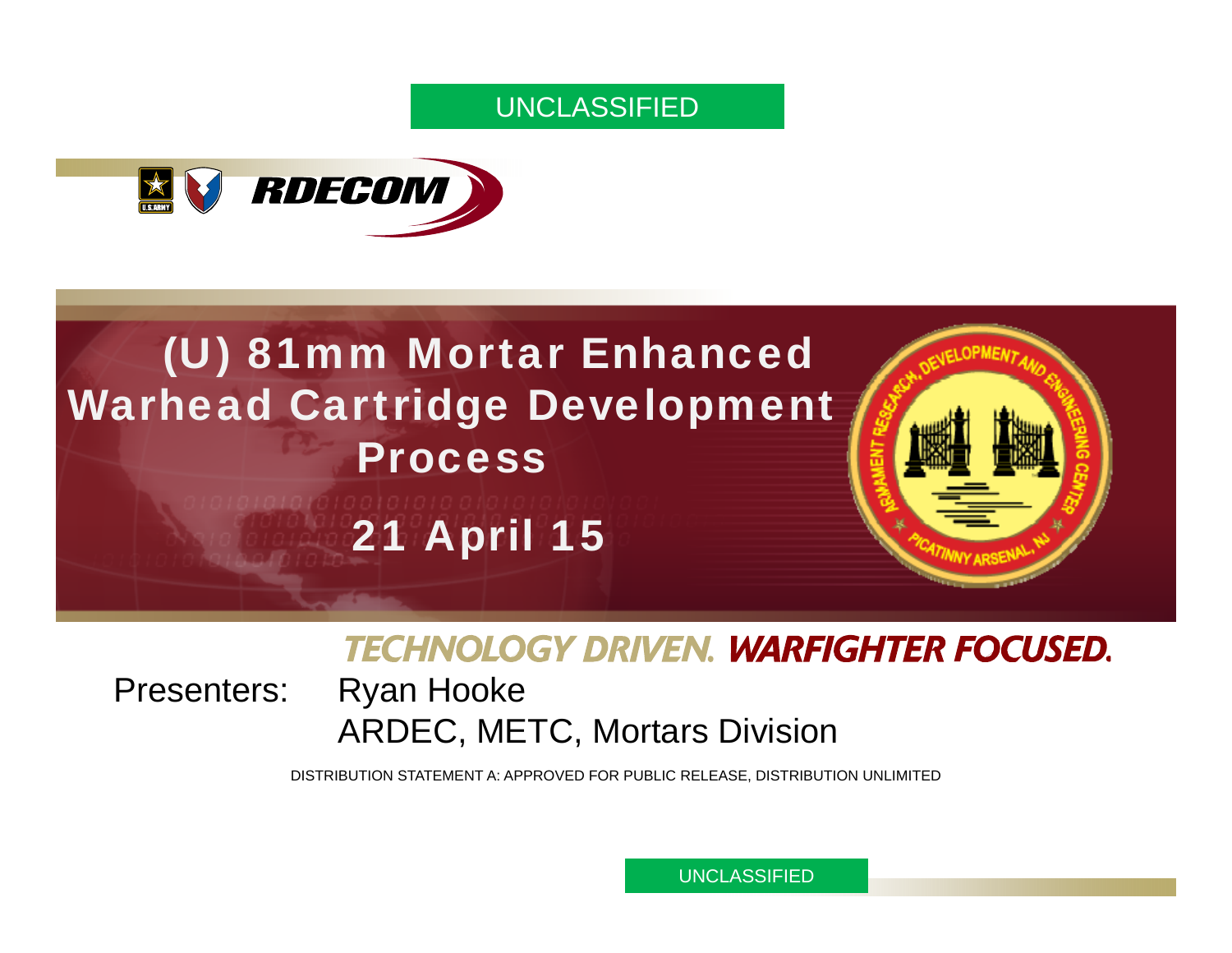UNCLASSIFIED

RDECOM

# (U) 81mm Mortar Enhanced Warhead Cartridge Development Process

## 21 April 15

TECHNOLOGY DRIVEN. WARFIGHTER FOCUSED.

Presenters: Ryan Hooke
ARDEC, METC, Mortars Division

DISTRIBUTION STATEMENT A: APPROVED FOR PUBLIC RELEASE, DISTRIBUTION UNLIMITED

UNCLASSIFIED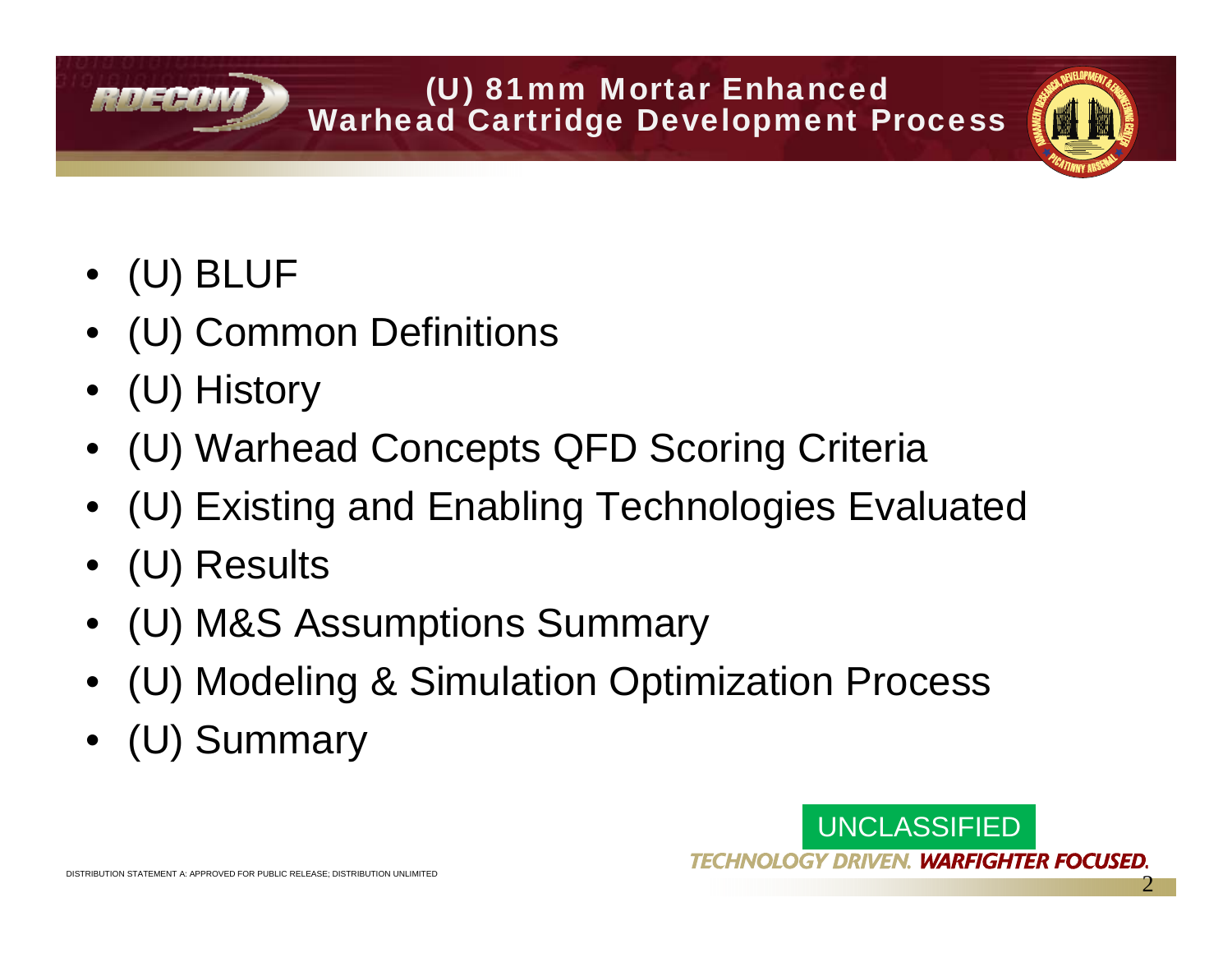# (U) 81mm Mortar Enhanced Warhead Cartridge Development Process

- (U) BLUF
- (U) Common Definitions
- (U) History
- (U) Warhead Concepts QFD Scoring Criteria
- (U) Existing and Enabling Technologies Evaluated
- (U) Results
- (U) M&S Assumptions Summary
- (U) Modeling & Simulation Optimization Process
- (U) Summary

UNCLASSIFIED

DISTRIBUTION STATEMENT A: APPROVED FOR PUBLIC RELEASE; DISTRIBUTION UNLIMITED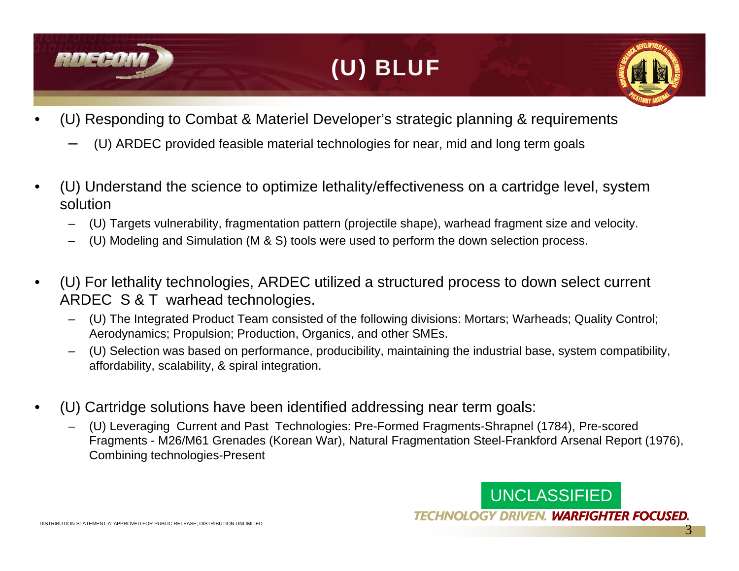# (U) BLUF

- (U) Responding to Combat & Materiel Developer's strategic planning & requirements
  - (U) ARDEC provided feasible material technologies for near, mid and long term goals
- (U) Understand the science to optimize lethality/effectiveness on a cartridge level, system solution
  - (U) Targets vulnerability, fragmentation pattern (projectile shape), warhead fragment size and velocity.
  - (U) Modeling and Simulation (M & S) tools were used to perform the down selection process.
- (U) For lethality technologies, ARDEC utilized a structured process to down select current ARDEC S & T warhead technologies.
  - (U) The Integrated Product Team consisted of the following divisions: Mortars; Warheads; Quality Control; Aerodynamics; Propulsion; Production, Organics, and other SMEs.
  - (U) Selection was based on performance, producibility, maintaining the industrial base, system compatibility, affordability, scalability, & spiral integration.
- (U) Cartridge solutions have been identified addressing near term goals:
  - (U) Leveraging Current and Past Technologies: Pre-Formed Fragments-Shrapnel (1784), Pre-scored Fragments - M26/M61 Grenades (Korean War), Natural Fragmentation Steel-Frankford Arsenal Report (1976), Combining technologies-Present

UNCLASSIFIED

DISTRIBUTION STATEMENT A: APPROVED FOR PUBLIC RELEASE; DISTRIBUTION UNLIMITED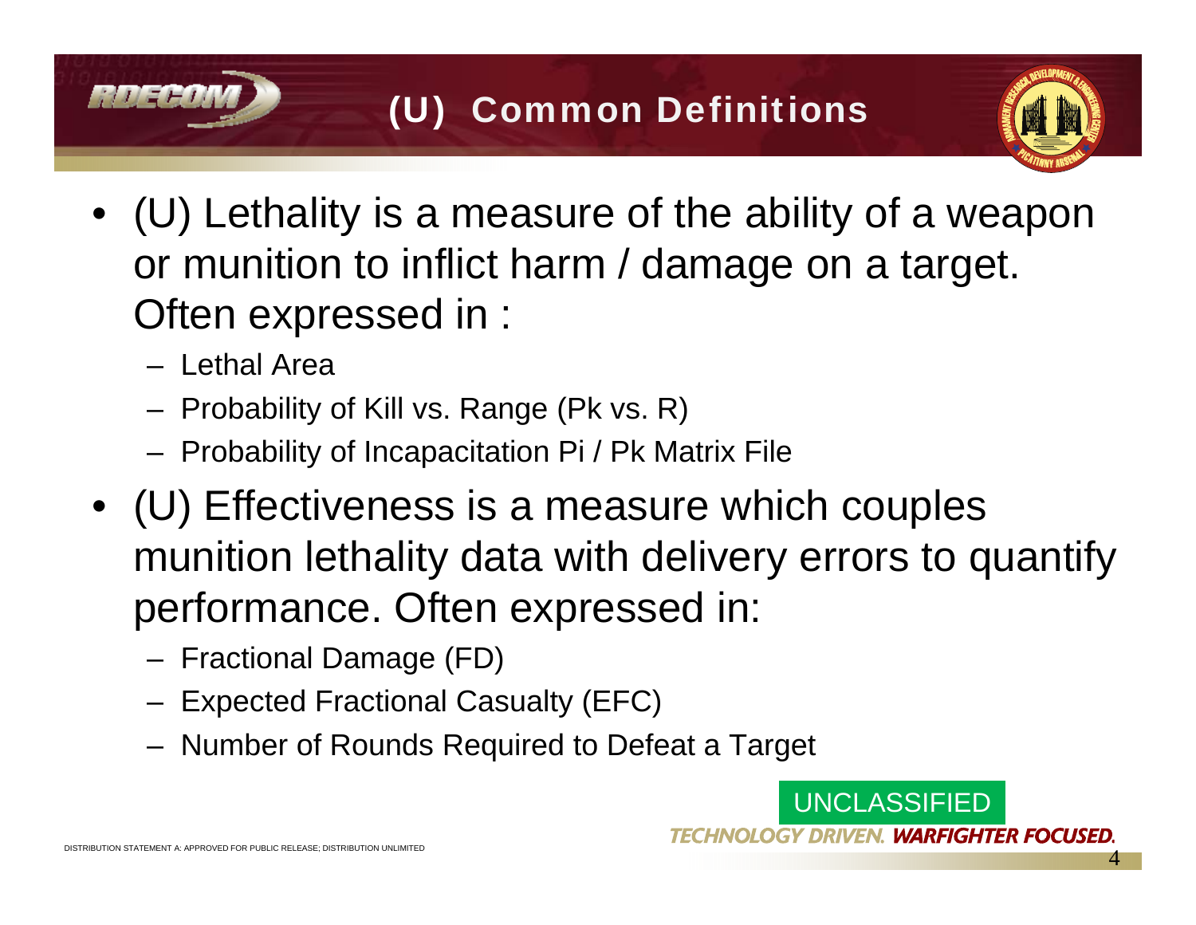# (U) Common Definitions

- (U) Lethality is a measure of the ability of a weapon or munition to inflict harm / damage on a target. Often expressed in :
  - Lethal Area
  - Probability of Kill vs. Range (Pk vs. R)
  - Probability of Incapacitation Pi / Pk Matrix File
- (U) Effectiveness is a measure which couples munition lethality data with delivery errors to quantify performance. Often expressed in:
  - Fractional Damage (FD)
  - Expected Fractional Casualty (EFC)
  - Number of Rounds Required to Defeat a Target

UNCLASSIFIED

DISTRIBUTION STATEMENT A: APPROVED FOR PUBLIC RELEASE; DISTRIBUTION UNLIMITED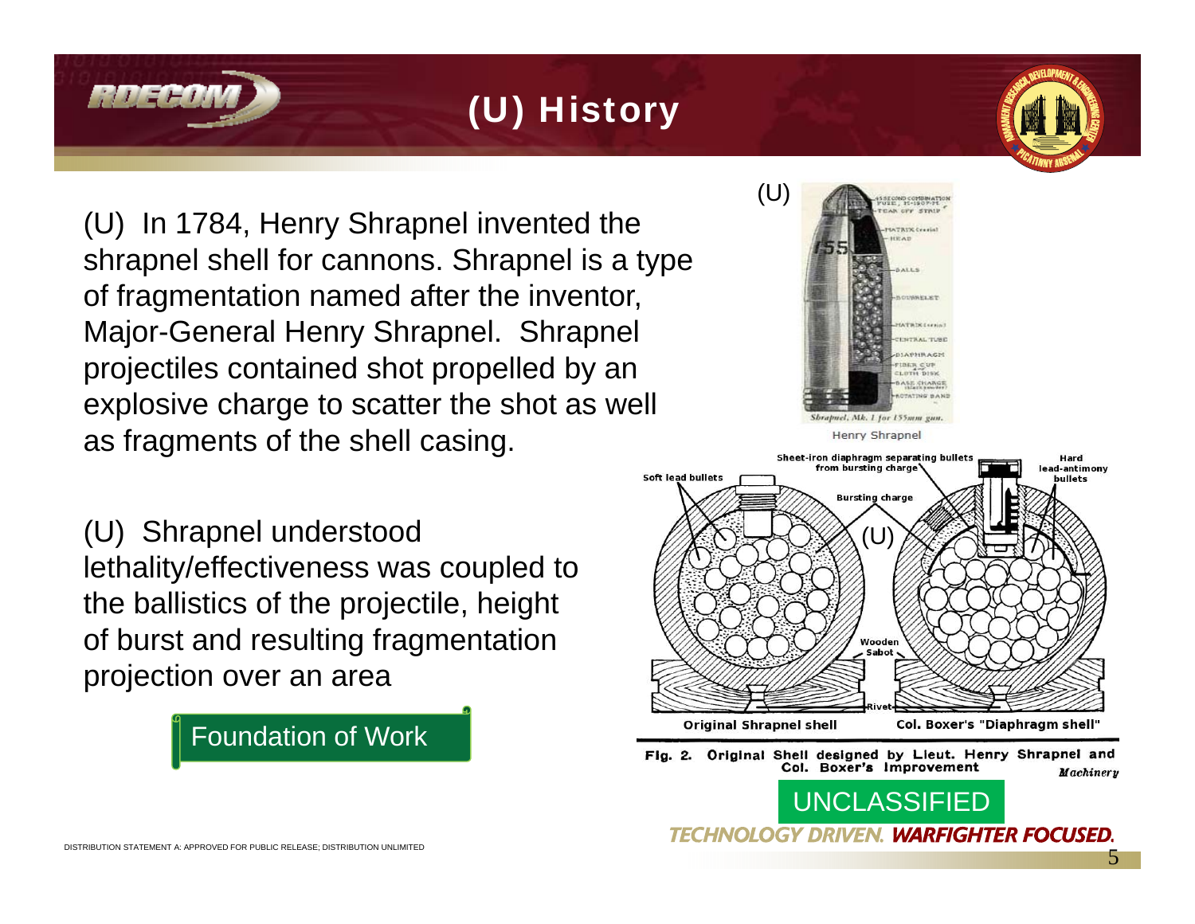# (U) History

(U) In 1784, Henry Shrapnel invented the shrapnel shell for cannons. Shrapnel is a type of fragmentation named after the inventor, Major-General Henry Shrapnel. Shrapnel projectiles contained shot propelled by an explosive charge to scatter the shot as well as fragments of the shell casing.

(U) Shrapnel understood lethality/effectiveness was coupled to the ballistics of the projectile, height of burst and resulting fragmentation projection over an area

Foundation of Work

(U)

Henry Shrapnel

(U)

Fig. 2. Original Shell designed by Lieut. Henry Shrapnel and Col. Boxer's Improvement

UNCLASSIFIED

DISTRIBUTION STATEMENT A: APPROVED FOR PUBLIC RELEASE; DISTRIBUTION UNLIMITED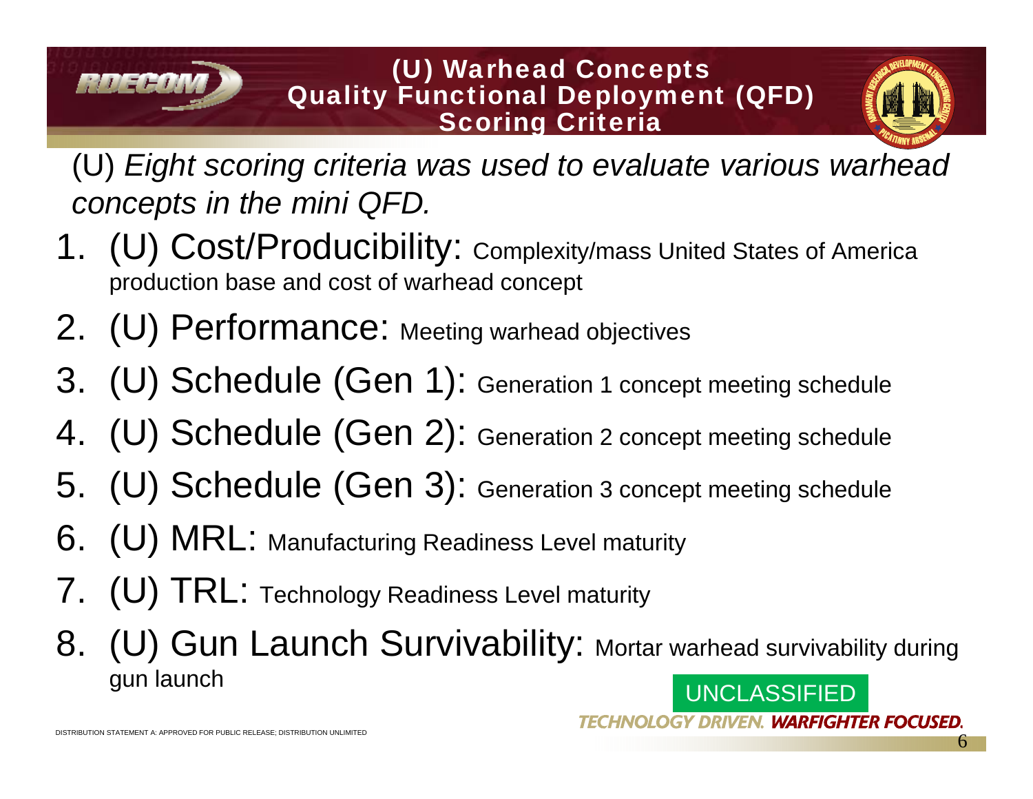# (U) Warhead Concepts Quality Functional Deployment (QFD) Scoring Criteria

(U) *Eight scoring criteria was used to evaluate various warhead concepts in the mini QFD.*

1. (U) Cost/Producibility: Complexity/mass United States of America production base and cost of warhead concept
2. (U) Performance: Meeting warhead objectives
3. (U) Schedule (Gen 1): Generation 1 concept meeting schedule
4. (U) Schedule (Gen 2): Generation 2 concept meeting schedule
5. (U) Schedule (Gen 3): Generation 3 concept meeting schedule
6. (U) MRL: Manufacturing Readiness Level maturity
7. (U) TRL: Technology Readiness Level maturity
8. (U) Gun Launch Survivability: Mortar warhead survivability during gun launch

UNCLASSIFIED

DISTRIBUTION STATEMENT A: APPROVED FOR PUBLIC RELEASE; DISTRIBUTION UNLIMITED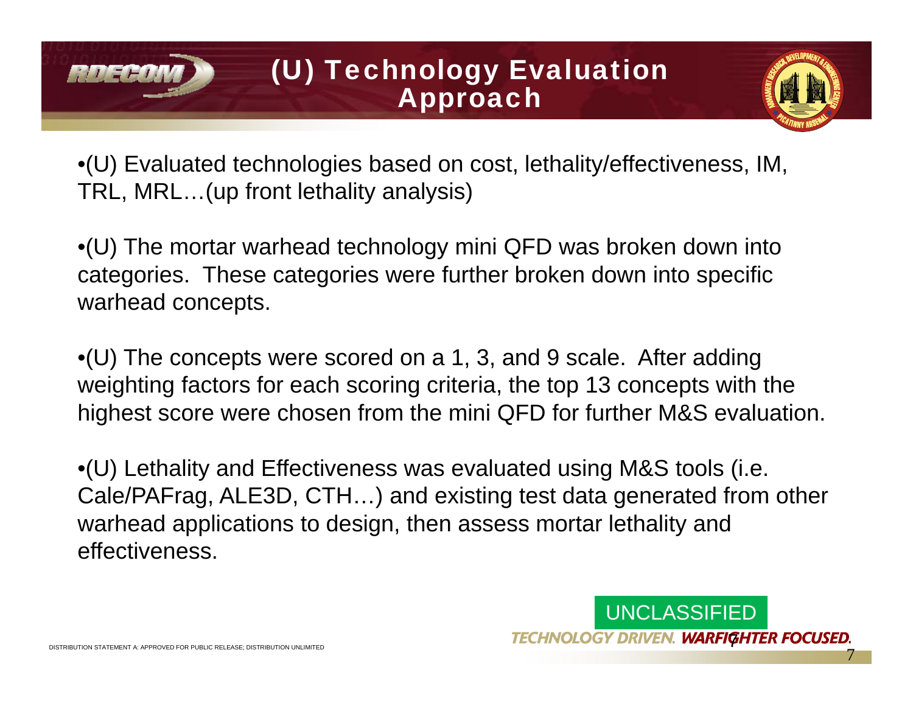# (U) Technology Evaluation Approach

- (U) Evaluated technologies based on cost, lethality/effectiveness, IM, TRL, MRL…(up front lethality analysis)

- (U) The mortar warhead technology mini QFD was broken down into categories. These categories were further broken down into specific warhead concepts.

- (U) The concepts were scored on a 1, 3, and 9 scale. After adding weighting factors for each scoring criteria, the top 13 concepts with the highest score were chosen from the mini QFD for further M&S evaluation.

- (U) Lethality and Effectiveness was evaluated using M&S tools (i.e. Cale/PAFrag, ALE3D, CTH…) and existing test data generated from other warhead applications to design, then assess mortar lethality and effectiveness.

UNCLASSIFIED

DISTRIBUTION STATEMENT A: APPROVED FOR PUBLIC RELEASE; DISTRIBUTION UNLIMITED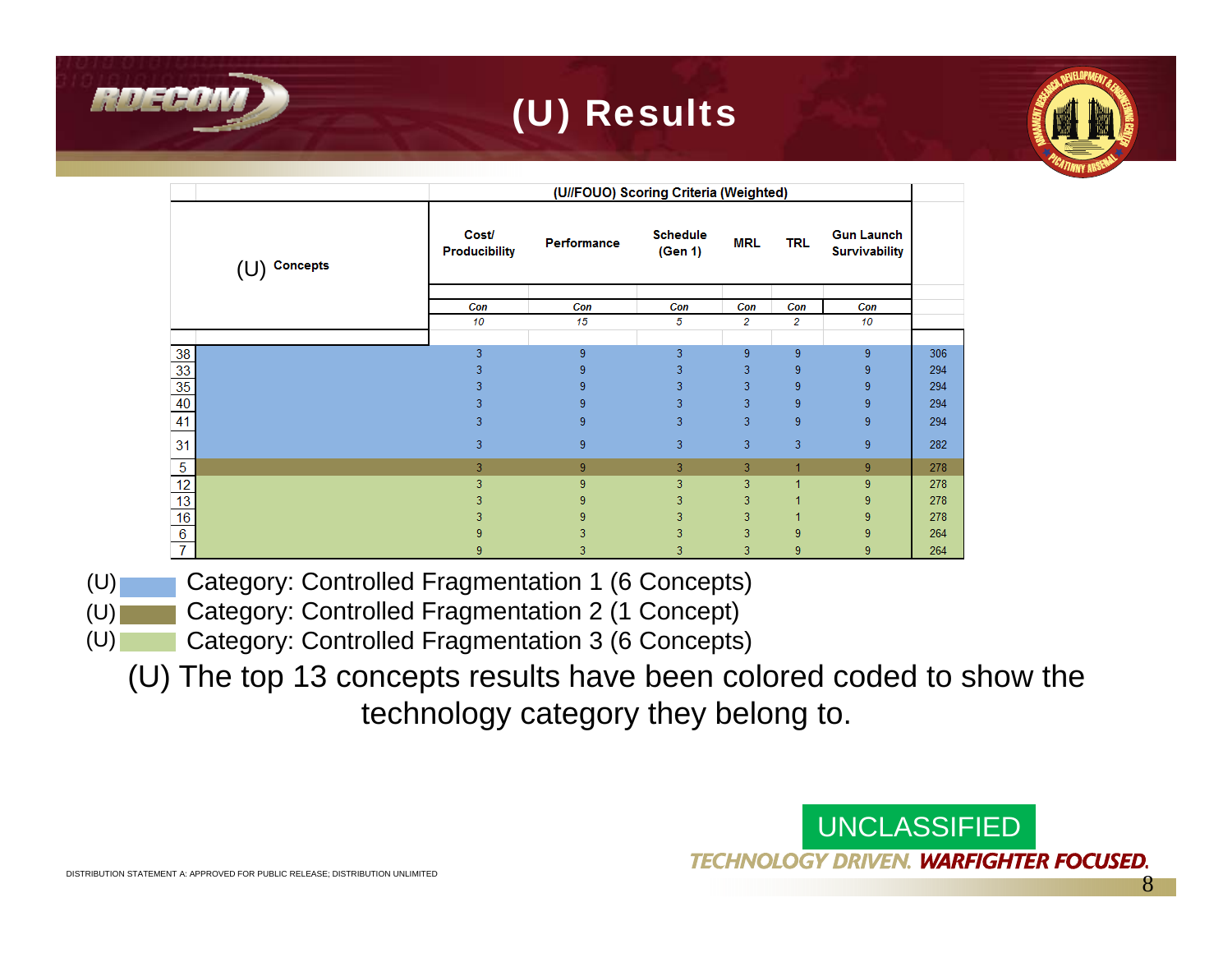# (U) Results

| (U) Concepts | Cost/ Producibility | Performance | Schedule (Gen 1) | MRL | TRL | Gun Launch Survivability | |
|---|---|---|---|---|---|---|---|
| | **(U//FOUO) Scoring Criteria (Weighted)** | | | | | | |
| | Con | Con | Con | Con | Con | Con | |
| | 10 | 15 | 5 | 2 | 2 | 10 | |
| 38 | 3 | 9 | 3 | 9 | 9 | 9 | 306 |
| 33 | 3 | 9 | 3 | 3 | 9 | 9 | 294 |
| 35 | 3 | 9 | 3 | 3 | 9 | 9 | 294 |
| 40 | 3 | 9 | 3 | 3 | 9 | 9 | 294 |
| 41 | 3 | 9 | 3 | 3 | 9 | 9 | 294 |
| 31 | 3 | 9 | 3 | 3 | 3 | 9 | 282 |
| 5 | 3 | 9 | 3 | 3 | 1 | 9 | 278 |
| 12 | 3 | 9 | 3 | 3 | 1 | 9 | 278 |
| 13 | 3 | 9 | 3 | 3 | 1 | 9 | 278 |
| 16 | 3 | 9 | 3 | 3 | 1 | 9 | 278 |
| 6 | 9 | 3 | 3 | 3 | 9 | 9 | 264 |
| 7 | 9 | 3 | 3 | 3 | 9 | 9 | 264 |

(U) Category: Controlled Fragmentation 1 (6 Concepts)

(U) Category: Controlled Fragmentation 2 (1 Concept)

(U) Category: Controlled Fragmentation 3 (6 Concepts)

(U) The top 13 concepts results have been colored coded to show the technology category they belong to.

UNCLASSIFIED

DISTRIBUTION STATEMENT A: APPROVED FOR PUBLIC RELEASE; DISTRIBUTION UNLIMITED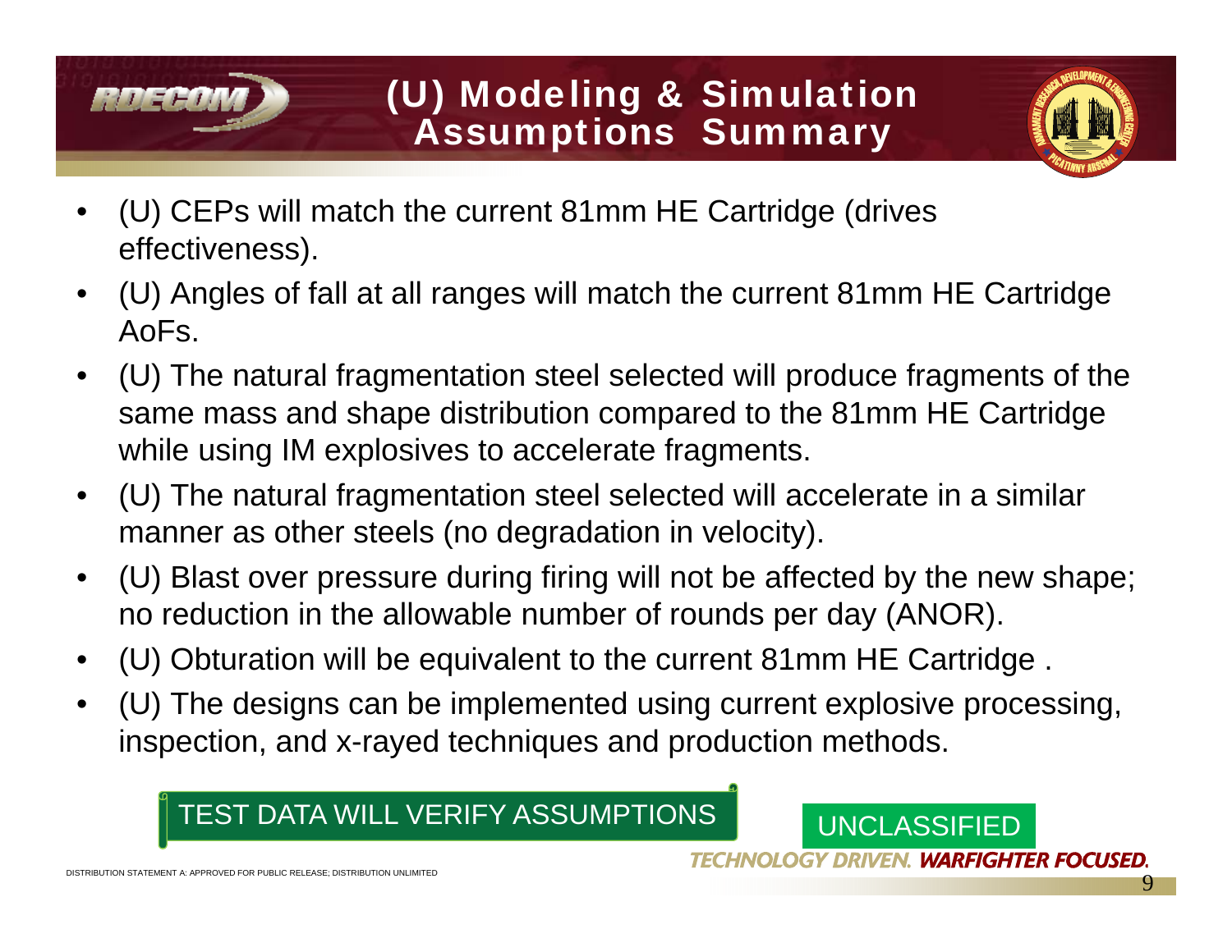# (U) Modeling & Simulation Assumptions Summary

- (U) CEPs will match the current 81mm HE Cartridge (drives effectiveness).
- (U) Angles of fall at all ranges will match the current 81mm HE Cartridge AoFs.
- (U) The natural fragmentation steel selected will produce fragments of the same mass and shape distribution compared to the 81mm HE Cartridge while using IM explosives to accelerate fragments.
- (U) The natural fragmentation steel selected will accelerate in a similar manner as other steels (no degradation in velocity).
- (U) Blast over pressure during firing will not be affected by the new shape; no reduction in the allowable number of rounds per day (ANOR).
- (U) Obturation will be equivalent to the current 81mm HE Cartridge .
- (U) The designs can be implemented using current explosive processing, inspection, and x-rayed techniques and production methods.

TEST DATA WILL VERIFY ASSUMPTIONS

UNCLASSIFIED

DISTRIBUTION STATEMENT A: APPROVED FOR PUBLIC RELEASE; DISTRIBUTION UNLIMITED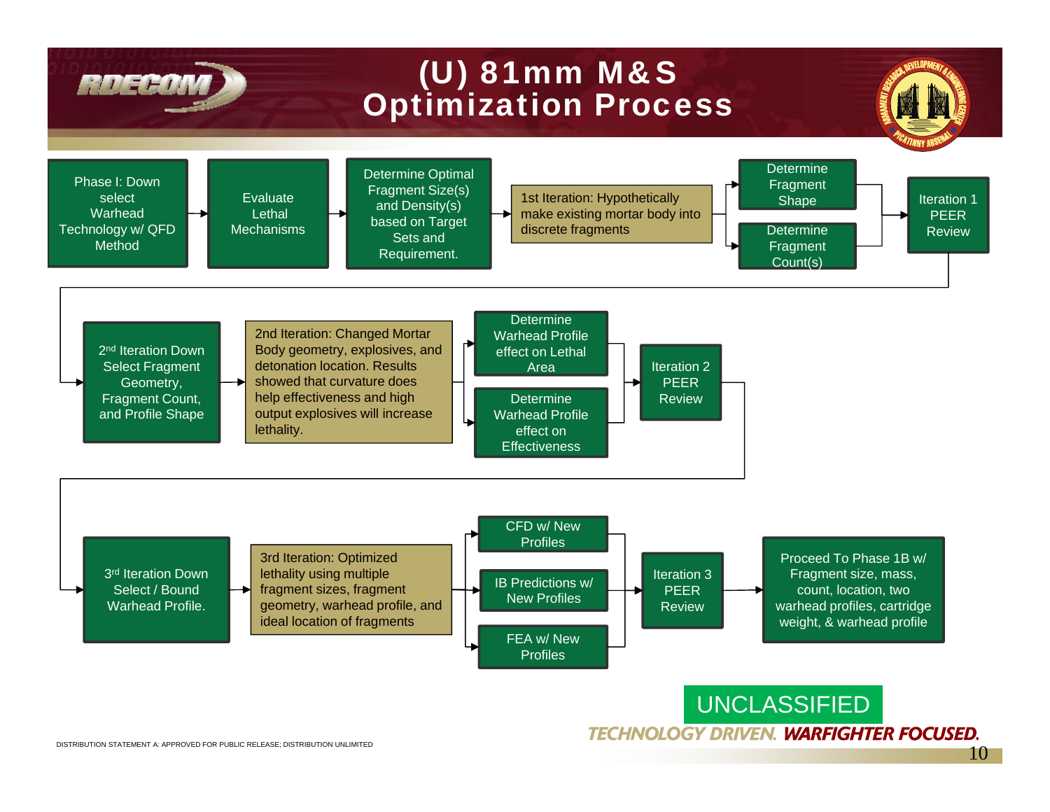# (U) 81mm M&S Optimization Process

Phase I: Down select Warhead Technology w/ QFD Method → Evaluate Lethal Mechanisms → Determine Optimal Fragment Size(s) and Density(s) based on Target Sets and Requirement. → 1st Iteration: Hypothetically make existing mortar body into discrete fragments → Determine Fragment Shape / Determine Fragment Count(s) → Iteration 1 PEER Review

→ 2nd Iteration Down Select Fragment Geometry, Fragment Count, and Profile Shape → 2nd Iteration: Changed Mortar Body geometry, explosives, and detonation location. Results showed that curvature does help effectiveness and high output explosives will increase lethality. → Determine Warhead Profile effect on Lethal Area / Determine Warhead Profile effect on Effectiveness → Iteration 2 PEER Review

→ 3rd Iteration Down Select / Bound Warhead Profile. → 3rd Iteration: Optimized lethality using multiple fragment sizes, fragment geometry, warhead profile, and ideal location of fragments → CFD w/ New Profiles / IB Predictions w/ New Profiles / FEA w/ New Profiles → Iteration 3 PEER Review → Proceed To Phase 1B w/ Fragment size, mass, count, location, two warhead profiles, cartridge weight, & warhead profile

UNCLASSIFIED

DISTRIBUTION STATEMENT A: APPROVED FOR PUBLIC RELEASE; DISTRIBUTION UNLIMITED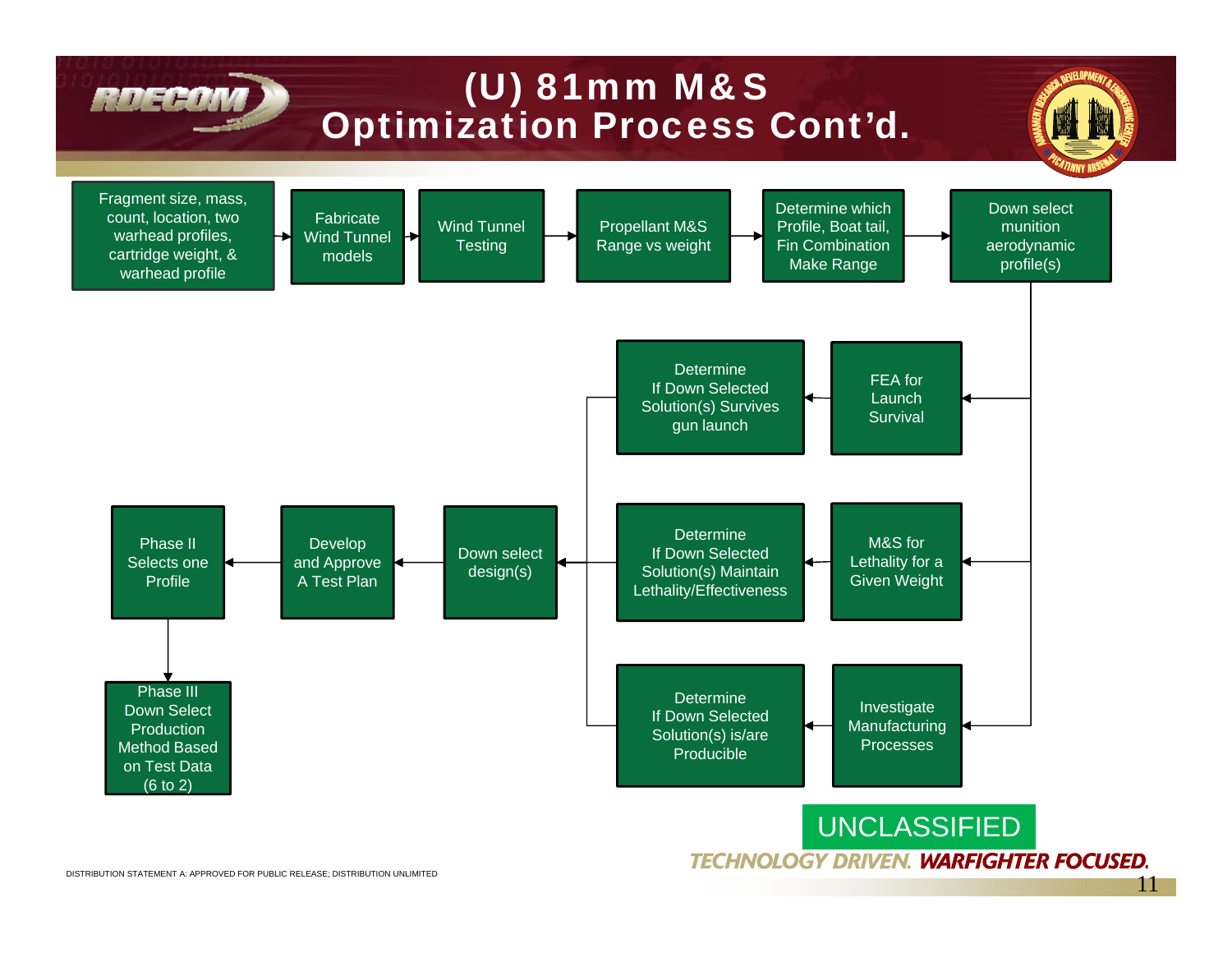# (U) 81mm M&S Optimization Process Cont'd.

- Fragment size, mass, count, location, two warhead profiles, cartridge weight, & warhead profile
- → Fabricate Wind Tunnel models
- → Wind Tunnel Testing
- → Propellant M&S Range vs weight
- → Determine which Profile, Boat tail, Fin Combination Make Range
- → Down select munition aerodynamic profile(s)
  - → FEA for Launch Survival → Determine If Down Selected Solution(s) Survives gun launch
  - → M&S for Lethality for a Given Weight → Determine If Down Selected Solution(s) Maintain Lethality/Effectiveness
  - → Investigate Manufacturing Processes → Determine If Down Selected Solution(s) is/are Producible
- → Down select design(s)
- → Develop and Approve A Test Plan
- → Phase II Selects one Profile
- → Phase III Down Select Production Method Based on Test Data (6 to 2)

UNCLASSIFIED

DISTRIBUTION STATEMENT A: APPROVED FOR PUBLIC RELEASE; DISTRIBUTION UNLIMITED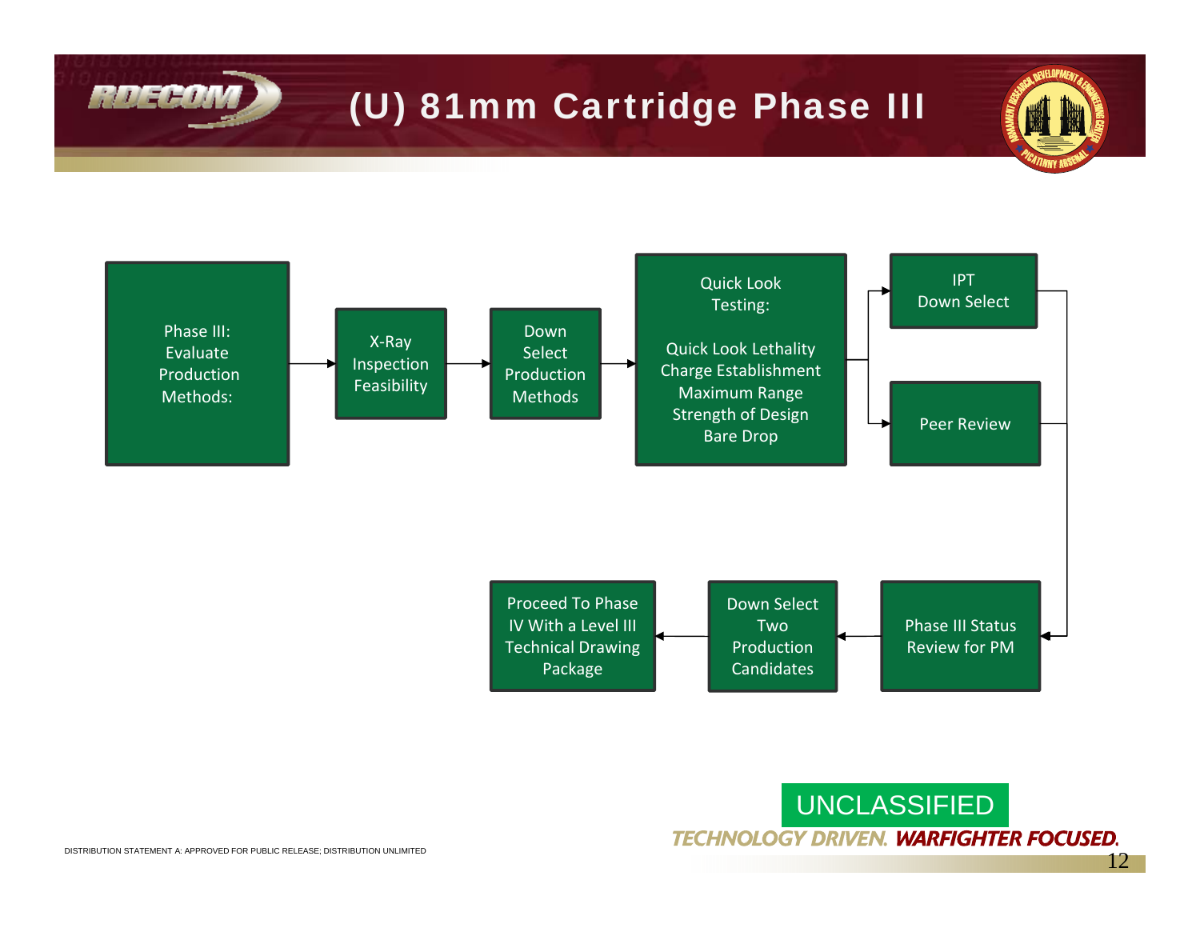# (U) 81mm Cartridge Phase III

Phase III: Evaluate Production Methods:

→ X-Ray Inspection Feasibility

→ Down Select Production Methods

→ Quick Look Testing:

- Quick Look Lethality
- Charge Establishment
- Maximum Range
- Strength of Design
- Bare Drop

→ IPT Down Select

→ Peer Review

→ Phase III Status Review for PM

→ Down Select Two Production Candidates

→ Proceed To Phase IV With a Level III Technical Drawing Package

UNCLASSIFIED

TECHNOLOGY DRIVEN. WARFIGHTER FOCUSED.

DISTRIBUTION STATEMENT A: APPROVED FOR PUBLIC RELEASE; DISTRIBUTION UNLIMITED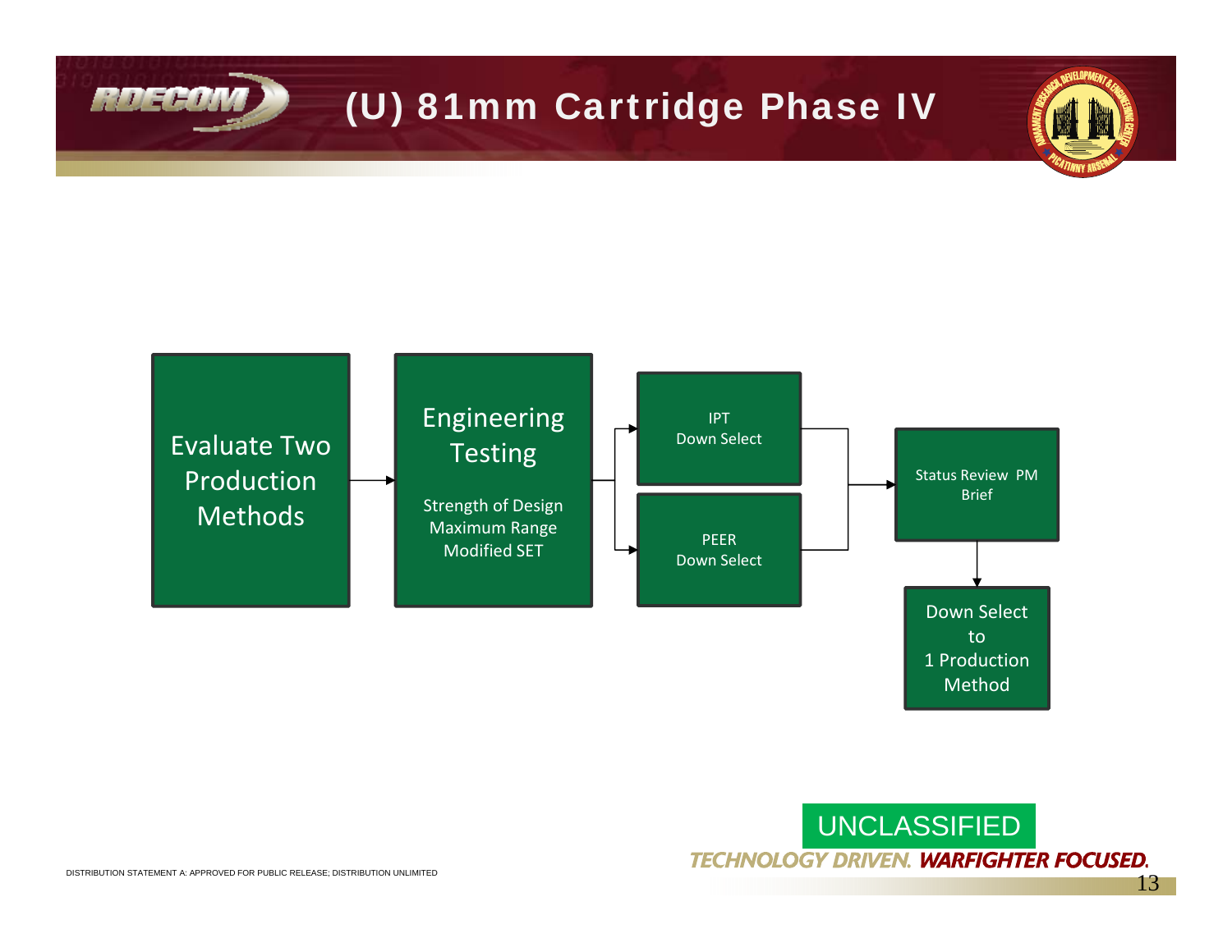# (U) 81mm Cartridge Phase IV

Evaluate Two Production Methods → Engineering Testing (Strength of Design, Maximum Range, Modified SET) → IPT Down Select / PEER Down Select → Status Review PM Brief → Down Select to 1 Production Method

UNCLASSIFIED

DISTRIBUTION STATEMENT A: APPROVED FOR PUBLIC RELEASE; DISTRIBUTION UNLIMITED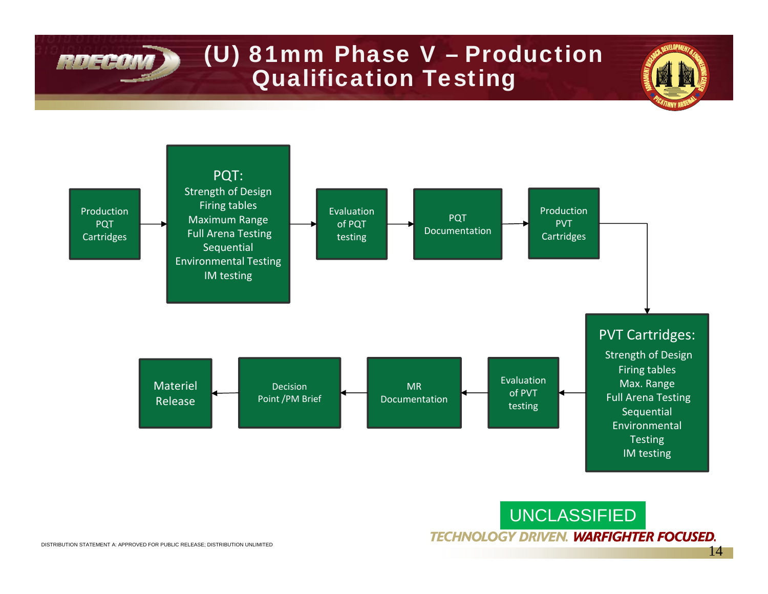# (U) 81mm Phase V – Production Qualification Testing

Production PQT Cartridges → **PQT:** Strength of Design, Firing tables, Maximum Range, Full Arena Testing, Sequential Environmental Testing, IM testing → Evaluation of PQT testing → PQT Documentation → Production PVT Cartridges → **PVT Cartridges:** Strength of Design, Firing tables, Max. Range, Full Arena Testing, Sequential Environmental Testing, IM testing → Evaluation of PVT testing → MR Documentation → Decision Point /PM Brief → Materiel Release

UNCLASSIFIED

DISTRIBUTION STATEMENT A: APPROVED FOR PUBLIC RELEASE; DISTRIBUTION UNLIMITED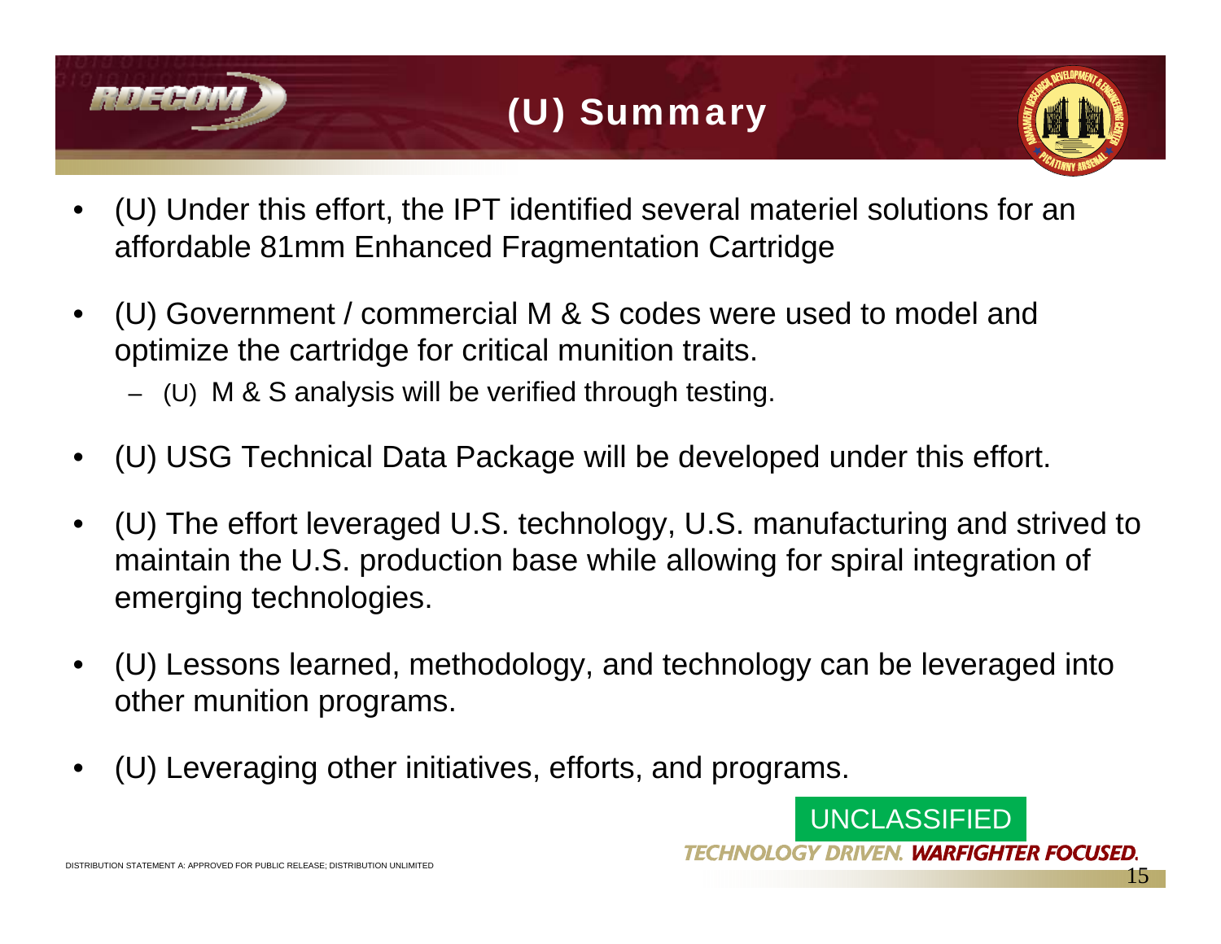# (U) Summary

- (U) Under this effort, the IPT identified several materiel solutions for an affordable 81mm Enhanced Fragmentation Cartridge
- (U) Government / commercial M & S codes were used to model and optimize the cartridge for critical munition traits.
  - (U) M & S analysis will be verified through testing.
- (U) USG Technical Data Package will be developed under this effort.
- (U) The effort leveraged U.S. technology, U.S. manufacturing and strived to maintain the U.S. production base while allowing for spiral integration of emerging technologies.
- (U) Lessons learned, methodology, and technology can be leveraged into other munition programs.
- (U) Leveraging other initiatives, efforts, and programs.

UNCLASSIFIED

DISTRIBUTION STATEMENT A: APPROVED FOR PUBLIC RELEASE; DISTRIBUTION UNLIMITED